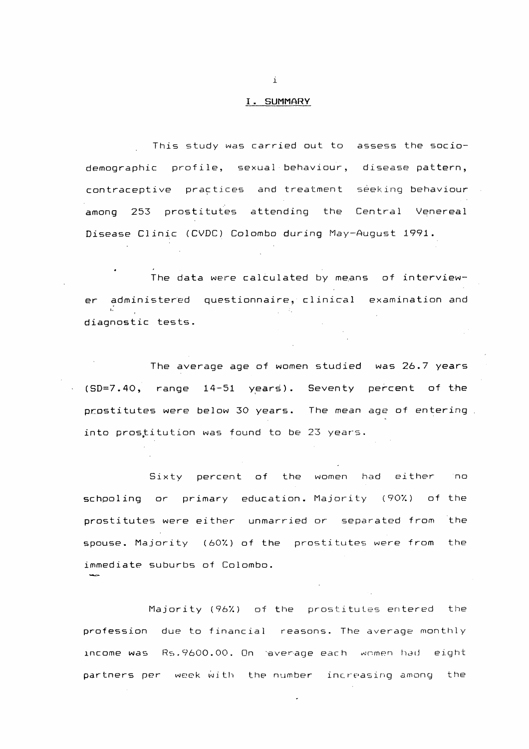## I. SUMMARY

This study was carried out to assess the socio-demographic profile, sexual behaviour, disease pattern, contraceptive practices and treatment seeking behaviour among 253 prostitutes attending the Central Venereal Disease Clinic (CVDC) Colombo during May-August 1991.

The data were calculated by means of interviewer administered questionnaire, clinical examination and diagnostic tests.

The average age of women studied was 26.7 years (SD=7.40, range 14-51 years). Seventy percent of the prostitutes were below 30 years. The mean age of entering into prostitution was found to be 23 years.

Sixty percent of the women had either no schooling or primary education. Majority (90%) of the prostitutes were either unmarried or separated from the spouse. Majority (60%) of the prostitutes were from the immediate suburbs of Colombo.

Majority (96%) of the prostitutes entered the profession due to financial reasons. The average monthly income was Rs.9600.00. On average each women had eight partners per week with the number increasing among the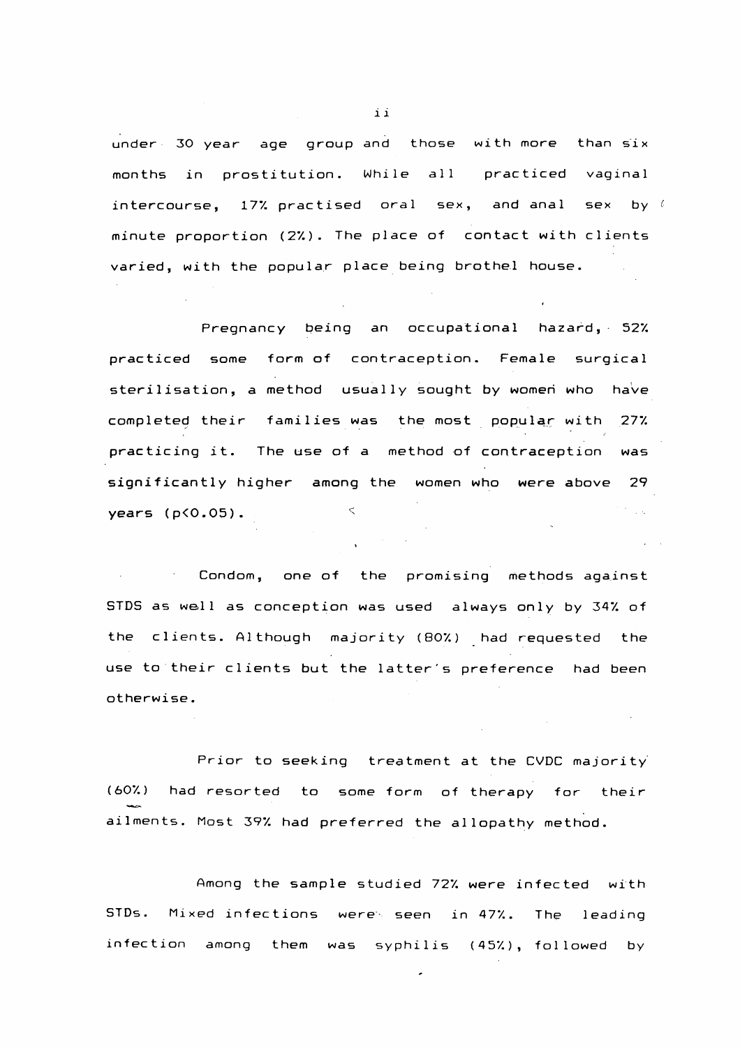under 30 year age group and those with more than six months in prostitution. While all practiced vaginal intercourse, 17% practised oral sex, and anal sex by minute proportion (2%). The place of contact with clients varied, with the popular place being brothel house.

Pregnancy being an occupational hazard, 52% practiced some form of contraception. Female surgical sterilisation, a method usually sought by women who have completed their families was the most popular with 27% practicing it. The use of a method of contraception was significantly higher among the women who were above 29 years ($p<0.05$).

Condom, one of the promising methods against STDS as well as conception was used always only by 34% of the clients. Although majority (80%) had requested the use to their clients but the latter's preference had been otherwise.

Prior to seeking treatment at the CVDC majority (60%) had resorted to some form of therapy for their ailments. Most 39% had preferred the allopathy method.

Among the sample studied 72% were infected with STDs. Mixed infections were seen in 47%. The leading infection among them was syphilis (45%), followed by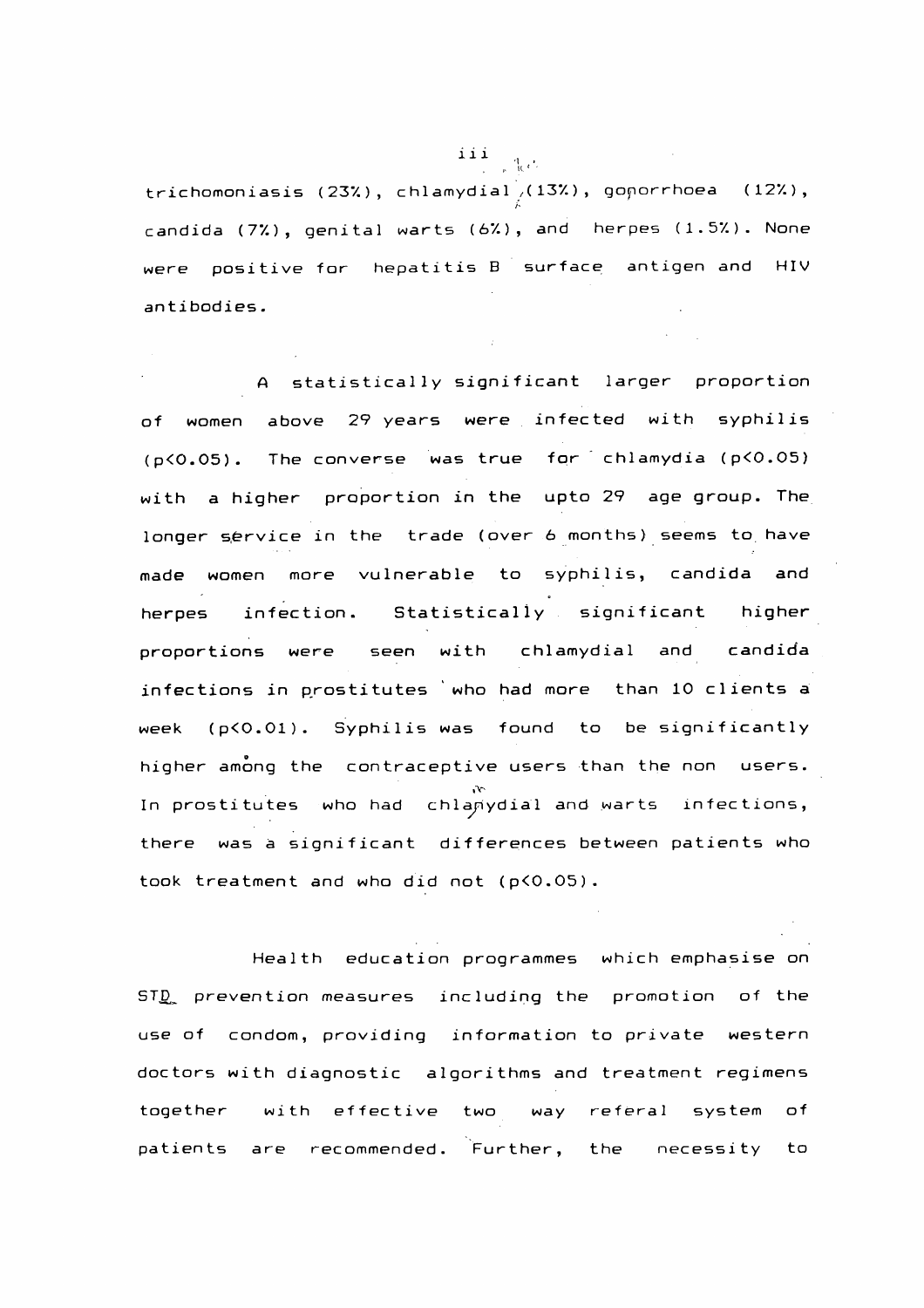trichomoniasis (23%), chlamydial (13%), gonorrhoea (12%), candida (7%), genital warts (6%), and herpes (1.5%). None were positive for hepatitis B surface antigen and HIV antibodies.

A statistically significant larger proportion of women above 29 years were infected with syphilis ($p<0.05$). The converse was true for chlamydia ($p<0.05$) with a higher proportion in the upto 29 age group. The longer service in the trade (over 6 months) seems to have made women more vulnerable to syphilis, candida and herpes infection. Statistically significant higher proportions were seen with chlamydial and candida infections in prostitutes who had more than 10 clients a week ($p<0.01$). Syphilis was found to be significantly higher among the contraceptive users than the non users. In prostitutes who had chlamydial and warts infections, there was a significant differences between patients who took treatment and who did not ($p<0.05$).

Health education programmes which emphasise on STD prevention measures including the promotion of the use of condom, providing information to private western doctors with diagnostic algorithms and treatment regimens together with effective two way referal system of patients are recommended. Further, the necessity to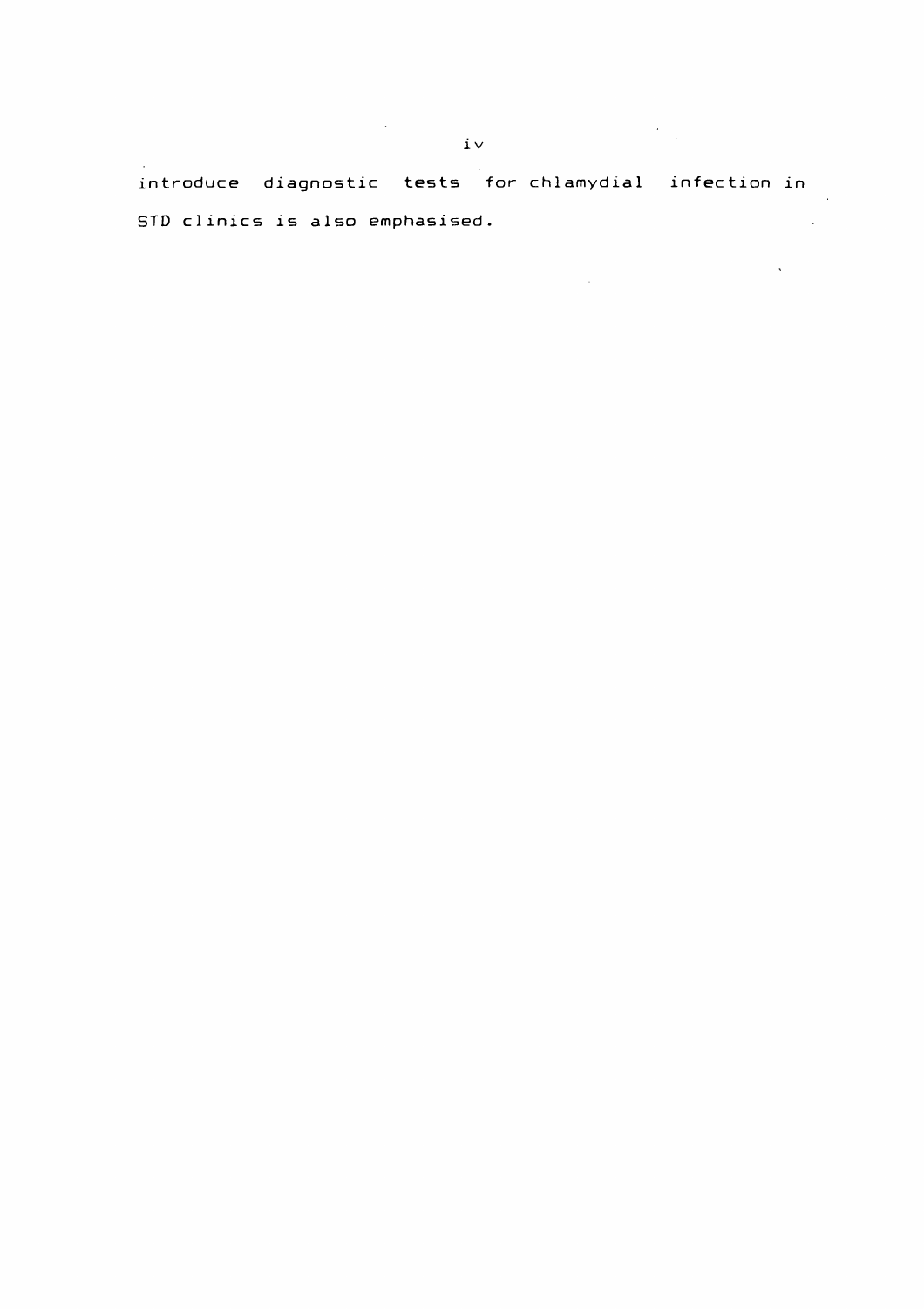introduce diagnostic tests for chlamydial infection in STD clinics is also emphasised.